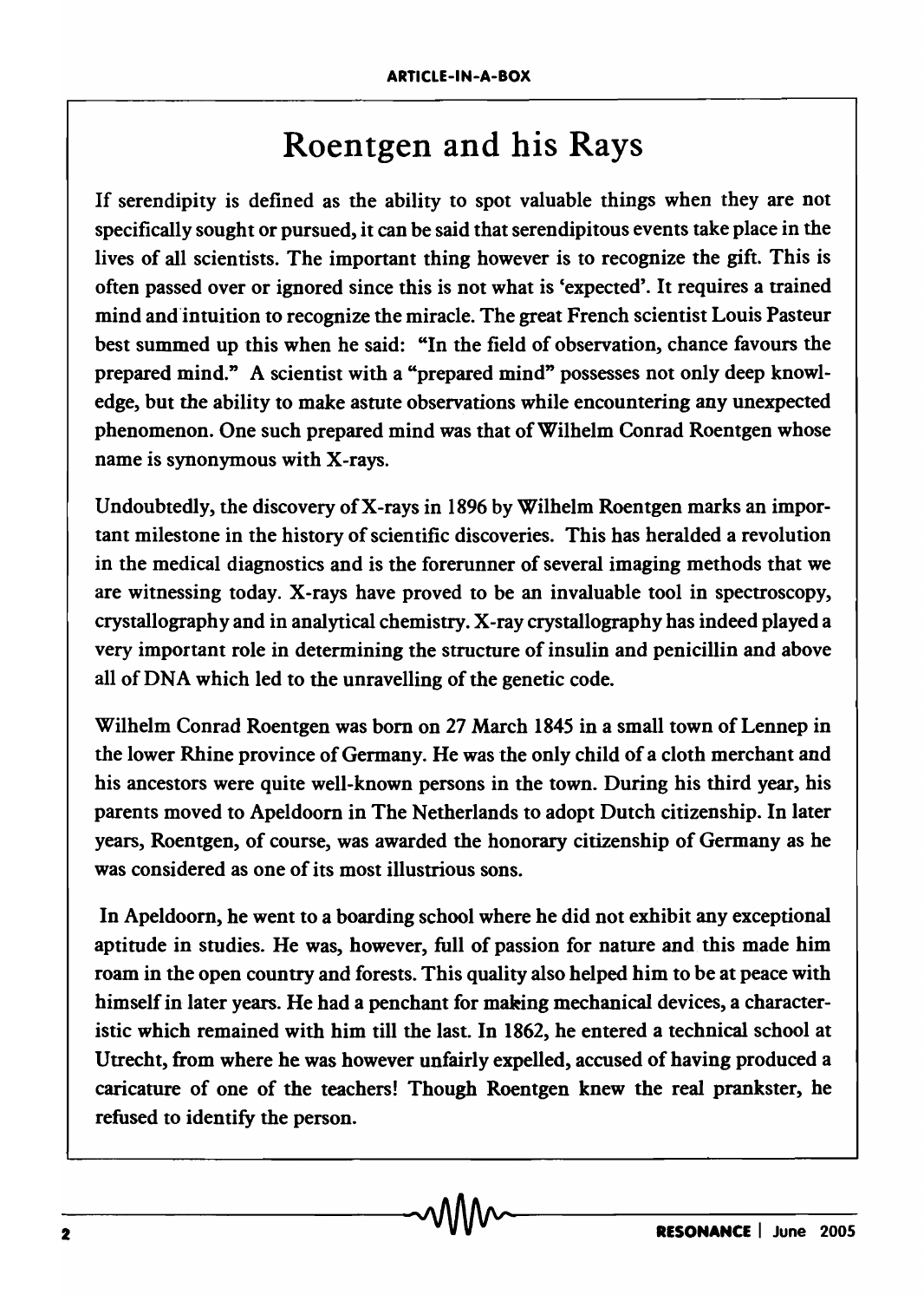# Roentgen and his Rays

If serendipity is defined as the ability to spot valuable things when they are not specifically sought or pursued, it can be said that serendipitous events take place in the lives of all scientists. The important thing however is to recognize the gift. This is often passed over or ignored since this is not what is 'expected'. It requires a trained mind and intuition to recognize the miracle. The great French scientist Louis Pasteur best summed up this when he said: "In the field of observation, chance favours the prepared mind." A scientist with a "prepared mind" possesses not only deep knowledge, but the ability to make astute observations while encountering any unexpected phenomenon. One such prepared mind was that of Wilhelm Conrad Roentgen whose name is synonymous with X-rays.

Undoubtedly, the discovery of X-rays in 1896 by Wilhelm Roentgen marks an important milestone in the history of scientific discoveries. This has heralded a revolution in the medical diagnostics and is the forerunner of several imaging methods that we are witnessing today. X-rays have proved to be an invaluable tool in spectroscopy, crystallography and in analytical chemistry. X-ray crystallography has indeed played a very important role in determining the structure of insulin and penicillin and above all of DNA which led to the unravelling of the genetic code.

Wilhelm Conrad Roentgen was born on 27 March 1845 in a small town of Lennep in the lower Rhine province of Germany. He was the only child of a cloth merchant and his ancestors were quite well-known persons in the town. During his third year, his parents moved to Apeldoorn in The Netherlands to adopt Dutch citizenship. In later years, Roentgen, of course, was awarded the honorary citizenship of Germany as he was considered as one of its most illustrious sons.

In Apeldoorn, he went to a boarding school where he did not exhibit any exceptional aptitude in studies. He was, however, full of passion for nature and this made him roam in the open country and forests. This quality also helped him to be at peace with himself in later years. He had a penchant for making mechanical devices, a characteristic which remained with him till the last. In 1862, he entered a technical school at Utrecht, from where he was however unfairly expelled, accused of having produced a caricature of one of the teachers! Though Roentgen knew the real prankster, he refused to identify the person.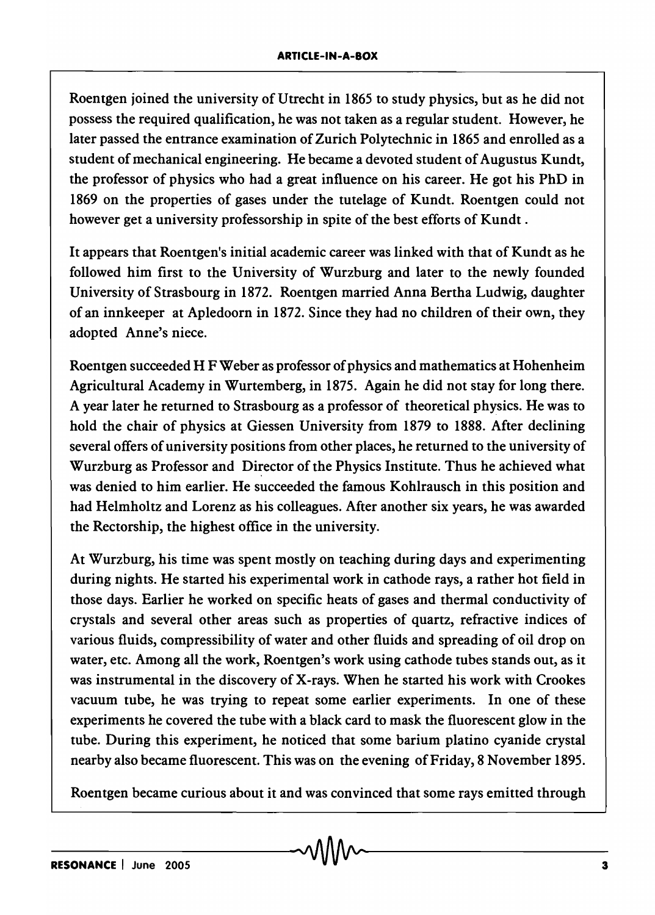Roentgen joined the university of Utrecht in 1865 to study physics, but as he did not possess the required qualification, he was not taken as a regular student. However, he later passed the entrance examination of Zurich Polytechnic in 1865 and enrolled as a student of mechanical engineering. He became a devoted student of Augustus Kundt, the professor of physics who had a great influence on his career. He got his PhD in 1869 on the properties of gases under the tutelage of Kundt. Roentgen could not however get a university professorship in spite of the best efforts of Kundt .

It appears that Roentgen's initial academic career was linked with that of Kundt as he followed him first to the University of Wurzburg and later to the newly founded University of Strasbourg in 1872. Roentgen married Anna Bertha Ludwig, daughter of an innkeeper at Apledoorn in 1872. Since they had no children of their own, they adopted Anne's niece.

Roentgen succeeded H F Weber as professor of physics and mathematics at Hohenheim Agricultural Academy in Wurtemberg, in 1875. Again he did not stay for long there. A year later he returned to Strasbourg as a professor of theoretical physics. He was to hold the chair of physics at Giessen University from 1879 to 1888. After declining several offers of university positions from other places, he returned to the university of Wurzburg as Professor and Director of the Physics Institute. Thus he achieved what was denied to him earlier. He succeeded the famous Kohlrausch in this position and had Helmholtz and Lorenz as his colleagues. After another six years, he was awarded the Rectorship, the highest office in the university.

At Wurzburg, his time was spent mostly on teaching during days and experimenting during nights. He started his experimental work in cathode rays, a rather hot field in those days. Earlier he worked on specific heats of gases and thermal conductivity of crystals and several other areas such as properties of quartz, refractive indices of various fluids, compressibility of water and other fluids and spreading of oil drop on water, etc. Among all the work, Roentgen's work using cathode tubes stands out, as it was instrumental in the discovery of X-rays. When he started his work with Crookes vacuum tube, he was trying to repeat some earlier experiments. In one of these experiments he covered the tube with a black card to mask the fluorescent glow in the tube. During this experiment, he noticed that some barium platino cyanide crystal nearby also became fluorescent. This was on the evening of Friday, 8 November 1895.

Roentgen became curious about it and was convinced that some rays emitted through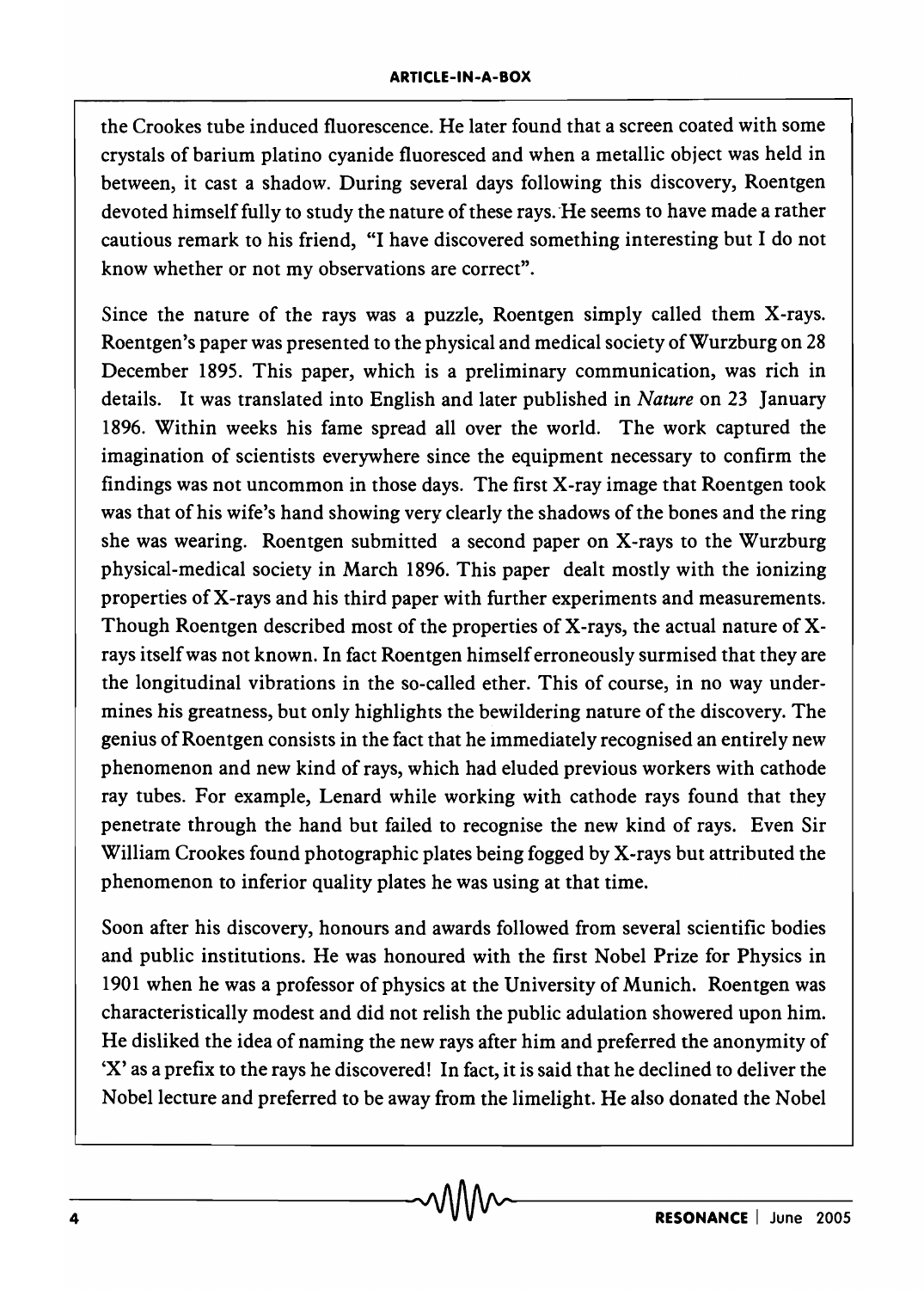the Crookes tube induced fluorescence. He later found that a screen coated with some crystals of barium platino cyanide fluoresced and when a metallic object was held in between, it cast a shadow. During several days following this discovery, Roentgen devoted himself fully to study the nature of these rays. He seems to have made a rather cautious remark to his friend, "I have discovered something interesting but I do not know whether or not my observations are correct".

Since the nature of the rays was a puzzle, Roentgen simply called them X-rays. Roentgen's paper was presented to the physical and medical society of Wurzburg on 28 December 1895. This paper, which is a preliminary communication, was rich in details. It was translated into English and later published in *Nature* on 23 January 1896. Within weeks his fame spread all over the world. The work captured the imagination of scientists everywhere since the equipment necessary to confirm the findings was not uncommon in those days. The first X-ray image that Roentgen took was that of his wife's hand showing very clearly the shadows of the bones and the ring she was wearing. Roentgen submitted a second paper on X-rays to the Wurzburg physical-medical society in March 1896. This paper dealt mostly with the ionizing properties of X-rays and his third paper with further experiments and measurements. Though Roentgen described most of the properties of X-rays, the actual nature of X-rays itself was not known. In fact Roentgen himself erroneously surmised that they are the longitudinal vibrations in the so-called ether. This of course, in no way undermines his greatness, but only highlights the bewildering nature of the discovery. The genius of Roentgen consists in the fact that he immediately recognised an entirely new phenomenon and new kind of rays, which had eluded previous workers with cathode ray tubes. For example, Lenard while working with cathode rays found that they penetrate through the hand but failed to recognise the new kind of rays. Even Sir William Crookes found photographic plates being fogged by X-rays but attributed the phenomenon to inferior quality plates he was using at that time.

Soon after his discovery, honours and awards followed from several scientific bodies and public institutions. He was honoured with the first Nobel Prize for Physics in 1901 when he was a professor of physics at the University of Munich. Roentgen was characteristically modest and did not relish the public adulation showered upon him. He disliked the idea of naming the new rays after him and preferred the anonymity of 'X' as a prefix to the rays he discovered! In fact, it is said that he declined to deliver the Nobel lecture and preferred to be away from the limelight. He also donated the Nobel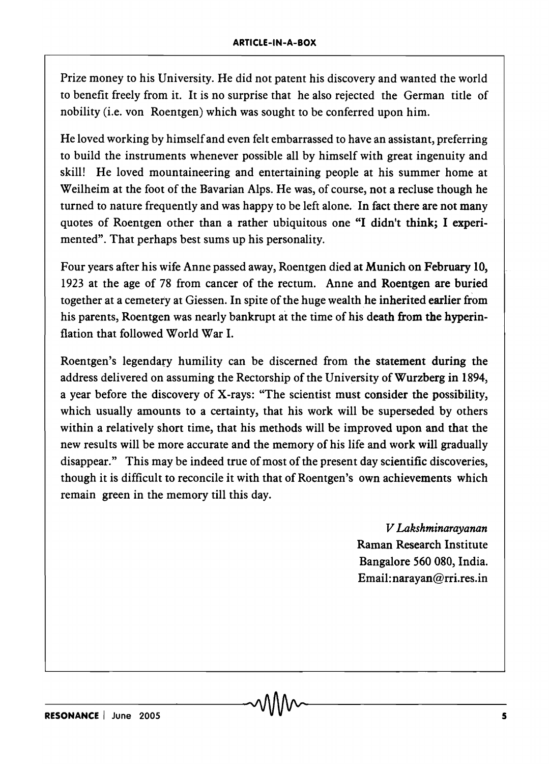Prize money to his University. He did not patent his discovery and wanted the world to benefit freely from it. It is no surprise that he also rejected the German title of nobility (i.e. von Roentgen) which was sought to be conferred upon him.

He loved working by himself and even felt embarrassed to have an assistant, preferring to build the instruments whenever possible all by himself with great ingenuity and skill! He loved mountaineering and entertaining people at his summer home at Weilheim at the foot of the Bavarian Alps. He was, of course, not a recluse though he turned to nature frequently and was happy to be left alone. In fact there are not many quotes of Roentgen other than a rather ubiquitous one "I didn't think; I experimented". That perhaps best sums up his personality.

Four years after his wife Anne passed away, Roentgen died at Munich on February 10, 1923 at the age of 78 from cancer of the rectum. Anne and Roentgen are buried together at a cemetery at Giessen. In spite of the huge wealth he inherited earlier from his parents, Roentgen was nearly bankrupt at the time of his death from the hyperinflation that followed World War I.

Roentgen's legendary humility can be discerned from the statement during the address delivered on assuming the Rectorship of the University of Wurzberg in 1894, a year before the discovery of X-rays: "The scientist must consider the possibility, which usually amounts to a certainty, that his work will be superseded by others within a relatively short time, that his methods will be improved upon and that the new results will be more accurate and the memory of his life and work will gradually disappear." This may be indeed true of most of the present day scientific discoveries, though it is difficult to reconcile it with that of Roentgen's own achievements which remain green in the memory till this day.

*V Lakshminarayanan*
Raman Research Institute
Bangalore 560 080, India.
Email:narayan@rri.res.in